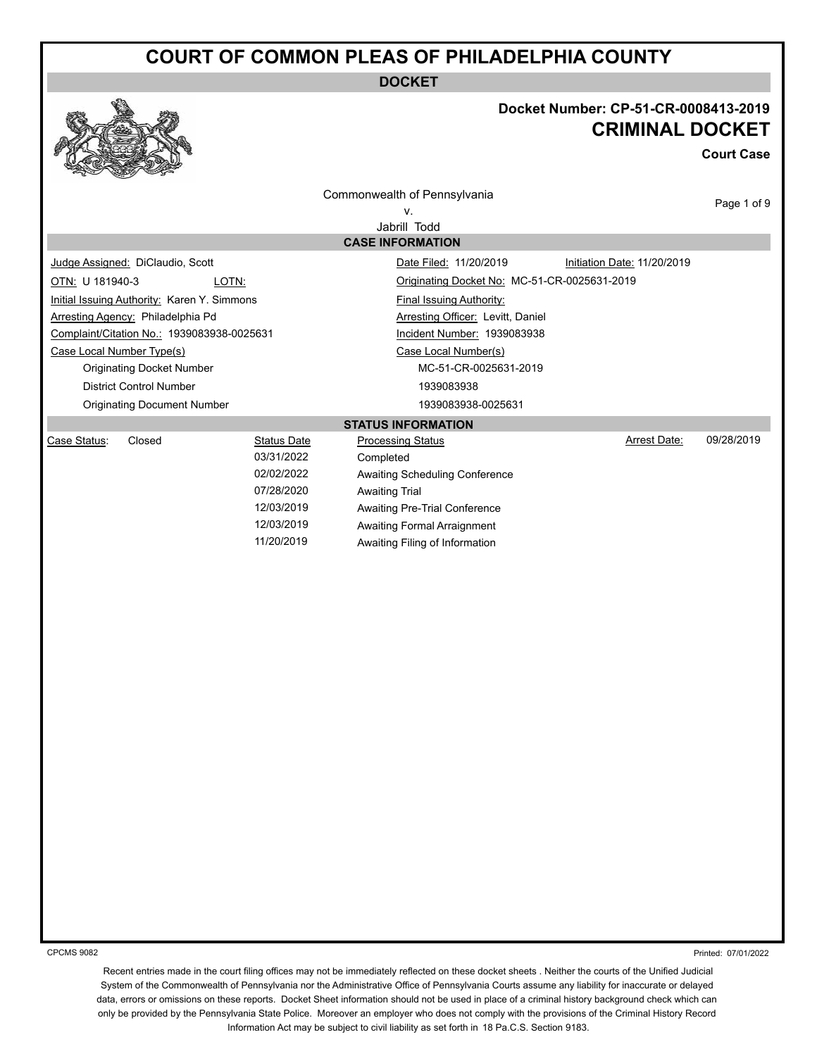# COURT OF COMMON PLEAS OF PHILADELPHIA COUNTY

**DOCKET**

**Docket Number: CP-51-CR-0008413-2019**

## CRIMINAL DOCKET

**Court Case**

Commonwealth of Pennsylvania
v.
Jabrill Todd

### CASE INFORMATION

| | |
|---|---|
| Judge Assigned: DiClaudio, Scott | Date Filed: 11/20/2019 Initiation Date: 11/20/2019 |
| OTN: U 181940-3 LOTN: | Originating Docket No: MC-51-CR-0025631-2019 |
| Initial Issuing Authority: Karen Y. Simmons | Final Issuing Authority: |
| Arresting Agency: Philadelphia Pd | Arresting Officer: Levitt, Daniel |
| Complaint/Citation No.: 1939083938-0025631 | Incident Number: 1939083938 |

| Case Local Number Type(s) | Case Local Number(s) |
|---|---|
| Originating Docket Number | MC-51-CR-0025631-2019 |
| District Control Number | 1939083938 |
| Originating Document Number | 1939083938-0025631 |

### STATUS INFORMATION

Case Status: Closed

Arrest Date: 09/28/2019

| Status Date | Processing Status |
|---|---|
| 03/31/2022 | Completed |
| 02/02/2022 | Awaiting Scheduling Conference |
| 07/28/2020 | Awaiting Trial |
| 12/03/2019 | Awaiting Pre-Trial Conference |
| 12/03/2019 | Awaiting Formal Arraignment |
| 11/20/2019 | Awaiting Filing of Information |

CPCMS 9082

Printed: 07/01/2022

Recent entries made in the court filing offices may not be immediately reflected on these docket sheets . Neither the courts of the Unified Judicial System of the Commonwealth of Pennsylvania nor the Administrative Office of Pennsylvania Courts assume any liability for inaccurate or delayed data, errors or omissions on these reports. Docket Sheet information should not be used in place of a criminal history background check which can only be provided by the Pennsylvania State Police. Moreover an employer who does not comply with the provisions of the Criminal History Record Information Act may be subject to civil liability as set forth in 18 Pa.C.S. Section 9183.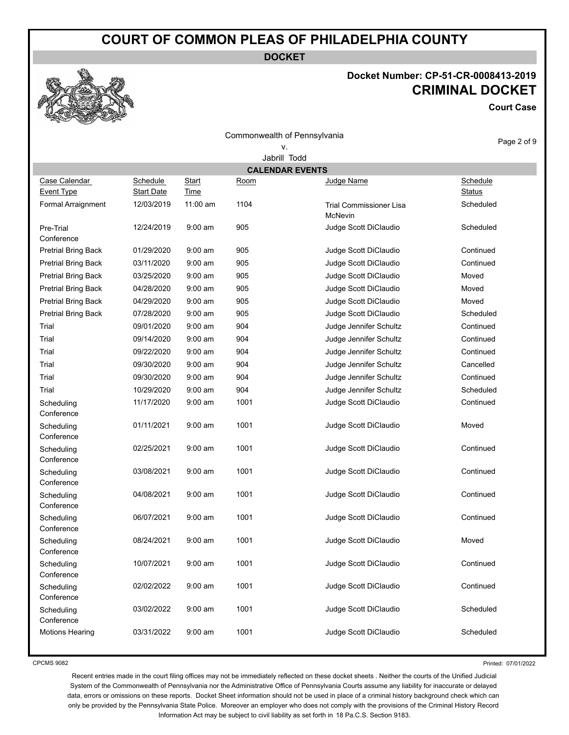# COURT OF COMMON PLEAS OF PHILADELPHIA COUNTY

**DOCKET**

**Docket Number: CP-51-CR-0008413-2019**

**CRIMINAL DOCKET**

**Court Case**

Commonwealth of Pennsylvania
v.
Jabrill Todd

## CALENDAR EVENTS

| Case Calendar Event Type | Schedule Start Date | Start Time | Room | Judge Name | Schedule Status |
|---|---|---|---|---|---|
| Formal Arraignment | 12/03/2019 | 11:00 am | 1104 | Trial Commissioner Lisa McNevin | Scheduled |
| Pre-Trial Conference | 12/24/2019 | 9:00 am | 905 | Judge Scott DiClaudio | Scheduled |
| Pretrial Bring Back | 01/29/2020 | 9:00 am | 905 | Judge Scott DiClaudio | Continued |
| Pretrial Bring Back | 03/11/2020 | 9:00 am | 905 | Judge Scott DiClaudio | Continued |
| Pretrial Bring Back | 03/25/2020 | 9:00 am | 905 | Judge Scott DiClaudio | Moved |
| Pretrial Bring Back | 04/28/2020 | 9:00 am | 905 | Judge Scott DiClaudio | Moved |
| Pretrial Bring Back | 04/29/2020 | 9:00 am | 905 | Judge Scott DiClaudio | Moved |
| Pretrial Bring Back | 07/28/2020 | 9:00 am | 905 | Judge Scott DiClaudio | Scheduled |
| Trial | 09/01/2020 | 9:00 am | 904 | Judge Jennifer Schultz | Continued |
| Trial | 09/14/2020 | 9:00 am | 904 | Judge Jennifer Schultz | Continued |
| Trial | 09/22/2020 | 9:00 am | 904 | Judge Jennifer Schultz | Continued |
| Trial | 09/30/2020 | 9:00 am | 904 | Judge Jennifer Schultz | Cancelled |
| Trial | 09/30/2020 | 9:00 am | 904 | Judge Jennifer Schultz | Continued |
| Trial | 10/29/2020 | 9:00 am | 904 | Judge Jennifer Schultz | Scheduled |
| Scheduling Conference | 11/17/2020 | 9:00 am | 1001 | Judge Scott DiClaudio | Continued |
| Scheduling Conference | 01/11/2021 | 9:00 am | 1001 | Judge Scott DiClaudio | Moved |
| Scheduling Conference | 02/25/2021 | 9:00 am | 1001 | Judge Scott DiClaudio | Continued |
| Scheduling Conference | 03/08/2021 | 9:00 am | 1001 | Judge Scott DiClaudio | Continued |
| Scheduling Conference | 04/08/2021 | 9:00 am | 1001 | Judge Scott DiClaudio | Continued |
| Scheduling Conference | 06/07/2021 | 9:00 am | 1001 | Judge Scott DiClaudio | Continued |
| Scheduling Conference | 08/24/2021 | 9:00 am | 1001 | Judge Scott DiClaudio | Moved |
| Scheduling Conference | 10/07/2021 | 9:00 am | 1001 | Judge Scott DiClaudio | Continued |
| Scheduling Conference | 02/02/2022 | 9:00 am | 1001 | Judge Scott DiClaudio | Continued |
| Scheduling Conference | 03/02/2022 | 9:00 am | 1001 | Judge Scott DiClaudio | Scheduled |
| Motions Hearing | 03/31/2022 | 9:00 am | 1001 | Judge Scott DiClaudio | Scheduled |

CPCMS 9082

Printed: 07/01/2022

Recent entries made in the court filing offices may not be immediately reflected on these docket sheets . Neither the courts of the Unified Judicial System of the Commonwealth of Pennsylvania nor the Administrative Office of Pennsylvania Courts assume any liability for inaccurate or delayed data, errors or omissions on these reports. Docket Sheet information should not be used in place of a criminal history background check which can only be provided by the Pennsylvania State Police. Moreover an employer who does not comply with the provisions of the Criminal History Record Information Act may be subject to civil liability as set forth in 18 Pa.C.S. Section 9183.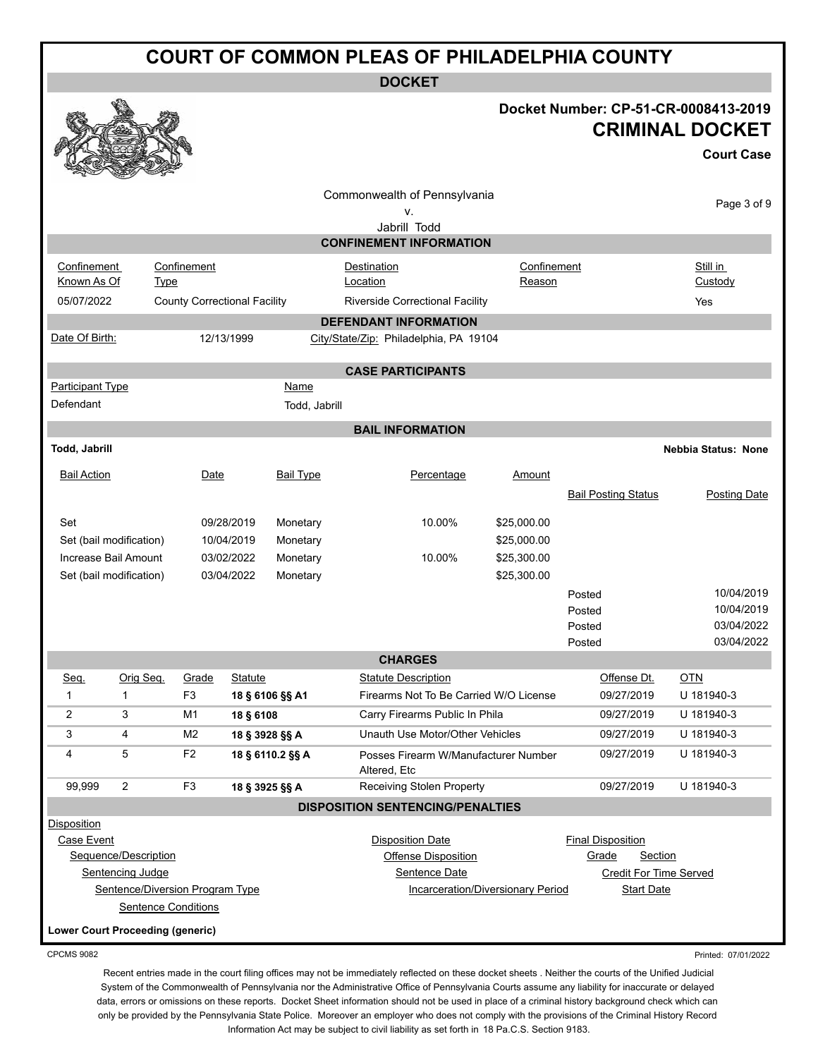# COURT OF COMMON PLEAS OF PHILADELPHIA COUNTY

**DOCKET**

**Docket Number: CP-51-CR-0008413-2019**

**CRIMINAL DOCKET**

**Court Case**

Commonwealth of Pennsylvania
v.
Jabrill Todd

## CONFINEMENT INFORMATION

| Confinement Known As Of | Confinement Type | Destination Location | Confinement Reason | Still in Custody |
|---|---|---|---|---|
| 05/07/2022 | County Correctional Facility | Riverside Correctional Facility | | Yes |

## DEFENDANT INFORMATION

Date Of Birth: 12/13/1999 City/State/Zip: Philadelphia, PA 19104

## CASE PARTICIPANTS

| Participant Type | Name |
|---|---|
| Defendant | Todd, Jabrill |

## BAIL INFORMATION

**Todd, Jabrill** **Nebbia Status: None**

| Bail Action | Date | Bail Type | Percentage | Amount | Bail Posting Status | Posting Date |
|---|---|---|---|---|---|---|
| Set | 09/28/2019 | Monetary | 10.00% | $25,000.00 | | |
| Set (bail modification) | 10/04/2019 | Monetary | | $25,000.00 | | |
| Increase Bail Amount | 03/02/2022 | Monetary | 10.00% | $25,300.00 | | |
| Set (bail modification) | 03/04/2022 | Monetary | | $25,300.00 | | |
| | | | | | Posted | 10/04/2019 |
| | | | | | Posted | 10/04/2019 |
| | | | | | Posted | 03/04/2022 |
| | | | | | Posted | 03/04/2022 |

## CHARGES

| Seq. | Orig Seq. | Grade | Statute | Statute Description | Offense Dt. | OTN |
|---|---|---|---|---|---|---|
| 1 | 1 | F3 | **18 § 6106 §§ A1** | Firearms Not To Be Carried W/O License | 09/27/2019 | U 181940-3 |
| 2 | 3 | M1 | **18 § 6108** | Carry Firearms Public In Phila | 09/27/2019 | U 181940-3 |
| 3 | 4 | M2 | **18 § 3928 §§ A** | Unauth Use Motor/Other Vehicles | 09/27/2019 | U 181940-3 |
| 4 | 5 | F2 | **18 § 6110.2 §§ A** | Posses Firearm W/Manufacturer Number Altered, Etc | 09/27/2019 | U 181940-3 |
| 99,999 | 2 | F3 | **18 § 3925 §§ A** | Receiving Stolen Property | 09/27/2019 | U 181940-3 |

## DISPOSITION SENTENCING/PENALTIES

Disposition
- Case Event — Disposition Date — Final Disposition
  - Sequence/Description — Offense Disposition — Grade — Section
    - Sentencing Judge — Sentence Date — Credit For Time Served
      - Sentence/Diversion Program Type — Incarceration/Diversionary Period — Start Date
        - Sentence Conditions

**Lower Court Proceeding (generic)**

CPCMS 9082

Printed: 07/01/2022

Recent entries made in the court filing offices may not be immediately reflected on these docket sheets . Neither the courts of the Unified Judicial System of the Commonwealth of Pennsylvania nor the Administrative Office of Pennsylvania Courts assume any liability for inaccurate or delayed data, errors or omissions on these reports. Docket Sheet information should not be used in place of a criminal history background check which can only be provided by the Pennsylvania State Police. Moreover an employer who does not comply with the provisions of the Criminal History Record Information Act may be subject to civil liability as set forth in 18 Pa.C.S. Section 9183.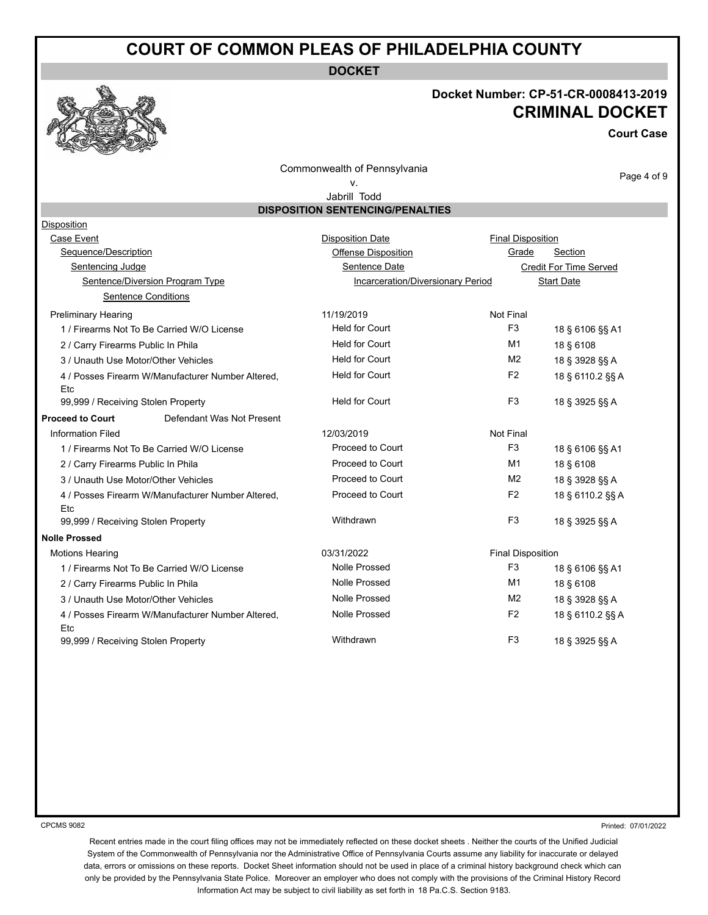# COURT OF COMMON PLEAS OF PHILADELPHIA COUNTY

**DOCKET**

**Docket Number: CP-51-CR-0008413-2019**

**CRIMINAL DOCKET**

**Court Case**

Commonwealth of Pennsylvania
v.
Jabrill Todd

## DISPOSITION SENTENCING/PENALTIES

| Disposition | | | |
|---|---|---|---|
| Case Event | Disposition Date | Final Disposition | |
| Sequence/Description | Offense Disposition | Grade | Section |
| Sentencing Judge | Sentence Date | Credit For Time Served | |
| Sentence/Diversion Program Type | Incarceration/Diversionary Period | Start Date | |
| Sentence Conditions | | | |
| Preliminary Hearing | 11/19/2019 | Not Final | |
| 1 / Firearms Not To Be Carried W/O License | Held for Court | F3 | 18 § 6106 §§ A1 |
| 2 / Carry Firearms Public In Phila | Held for Court | M1 | 18 § 6108 |
| 3 / Unauth Use Motor/Other Vehicles | Held for Court | M2 | 18 § 3928 §§ A |
| 4 / Posses Firearm W/Manufacturer Number Altered, Etc | Held for Court | F2 | 18 § 6110.2 §§ A |
| 99,999 / Receiving Stolen Property | Held for Court | F3 | 18 § 3925 §§ A |
| **Proceed to Court** Defendant Was Not Present | | | |
| Information Filed | 12/03/2019 | Not Final | |
| 1 / Firearms Not To Be Carried W/O License | Proceed to Court | F3 | 18 § 6106 §§ A1 |
| 2 / Carry Firearms Public In Phila | Proceed to Court | M1 | 18 § 6108 |
| 3 / Unauth Use Motor/Other Vehicles | Proceed to Court | M2 | 18 § 3928 §§ A |
| 4 / Posses Firearm W/Manufacturer Number Altered, Etc | Proceed to Court | F2 | 18 § 6110.2 §§ A |
| 99,999 / Receiving Stolen Property | Withdrawn | F3 | 18 § 3925 §§ A |
| **Nolle Prossed** | | | |
| Motions Hearing | 03/31/2022 | Final Disposition | |
| 1 / Firearms Not To Be Carried W/O License | Nolle Prossed | F3 | 18 § 6106 §§ A1 |
| 2 / Carry Firearms Public In Phila | Nolle Prossed | M1 | 18 § 6108 |
| 3 / Unauth Use Motor/Other Vehicles | Nolle Prossed | M2 | 18 § 3928 §§ A |
| 4 / Posses Firearm W/Manufacturer Number Altered, Etc | Nolle Prossed | F2 | 18 § 6110.2 §§ A |
| 99,999 / Receiving Stolen Property | Withdrawn | F3 | 18 § 3925 §§ A |

CPCMS 9082

Printed: 07/01/2022

Recent entries made in the court filing offices may not be immediately reflected on these docket sheets . Neither the courts of the Unified Judicial System of the Commonwealth of Pennsylvania nor the Administrative Office of Pennsylvania Courts assume any liability for inaccurate or delayed data, errors or omissions on these reports. Docket Sheet information should not be used in place of a criminal history background check which can only be provided by the Pennsylvania State Police. Moreover an employer who does not comply with the provisions of the Criminal History Record Information Act may be subject to civil liability as set forth in 18 Pa.C.S. Section 9183.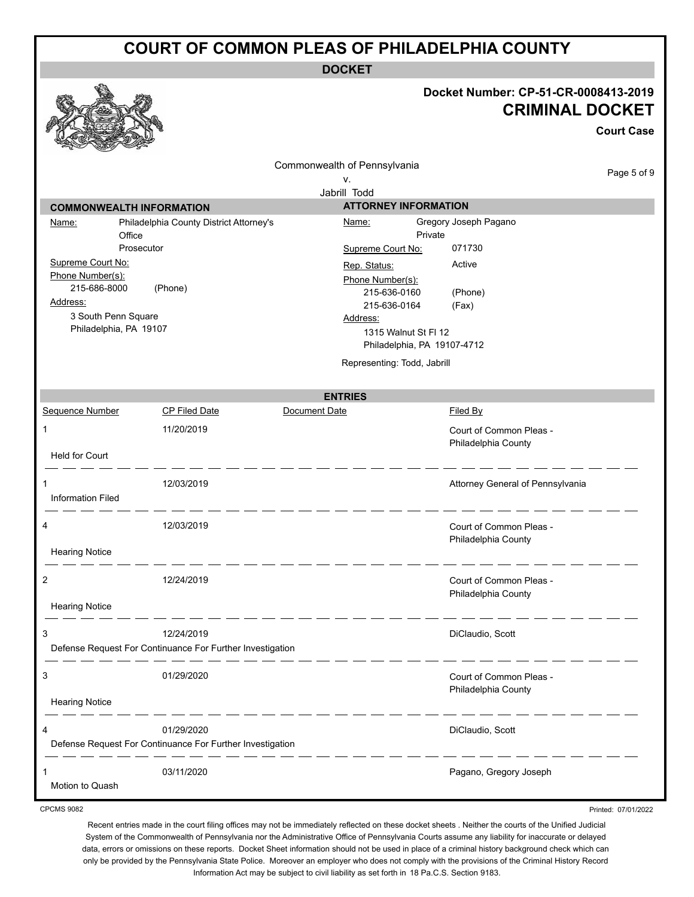# COURT OF COMMON PLEAS OF PHILADELPHIA COUNTY

## DOCKET

**Docket Number: CP-51-CR-0008413-2019**

**CRIMINAL DOCKET**

**Court Case**

Commonwealth of Pennsylvania
v.
Jabrill Todd

| COMMONWEALTH INFORMATION | | ATTORNEY INFORMATION | |
|---|---|---|---|
| Name: | Philadelphia County District Attorney's Office<br>Prosecutor | Name: | Gregory Joseph Pagano<br>Private |
| Supreme Court No: | | Supreme Court No: | 071730 |
| Phone Number(s): | 215-686-8000 (Phone) | Rep. Status: | Active |
| Address: | 3 South Penn Square<br>Philadelphia, PA 19107 | Phone Number(s): | 215-636-0160 (Phone)<br>215-636-0164 (Fax) |
| | | Address: | 1315 Walnut St Fl 12<br>Philadelphia, PA 19107-4712 |
| | | Representing: | Todd, Jabrill |

## ENTRIES

| Sequence Number | CP Filed Date | Document Date | Filed By |
|---|---|---|---|
| 1<br>Held for Court | 11/20/2019 | | Court of Common Pleas - Philadelphia County |
| 1<br>Information Filed | 12/03/2019 | | Attorney General of Pennsylvania |
| 4<br>Hearing Notice | 12/03/2019 | | Court of Common Pleas - Philadelphia County |
| 2<br>Hearing Notice | 12/24/2019 | | Court of Common Pleas - Philadelphia County |
| 3<br>Defense Request For Continuance For Further Investigation | 12/24/2019 | | DiClaudio, Scott |
| 3<br>Hearing Notice | 01/29/2020 | | Court of Common Pleas - Philadelphia County |
| 4<br>Defense Request For Continuance For Further Investigation | 01/29/2020 | | DiClaudio, Scott |
| 1<br>Motion to Quash | 03/11/2020 | | Pagano, Gregory Joseph |

CPCMS 9082

Printed: 07/01/2022

Recent entries made in the court filing offices may not be immediately reflected on these docket sheets . Neither the courts of the Unified Judicial System of the Commonwealth of Pennsylvania nor the Administrative Office of Pennsylvania Courts assume any liability for inaccurate or delayed data, errors or omissions on these reports. Docket Sheet information should not be used in place of a criminal history background check which can only be provided by the Pennsylvania State Police. Moreover an employer who does not comply with the provisions of the Criminal History Record Information Act may be subject to civil liability as set forth in 18 Pa.C.S. Section 9183.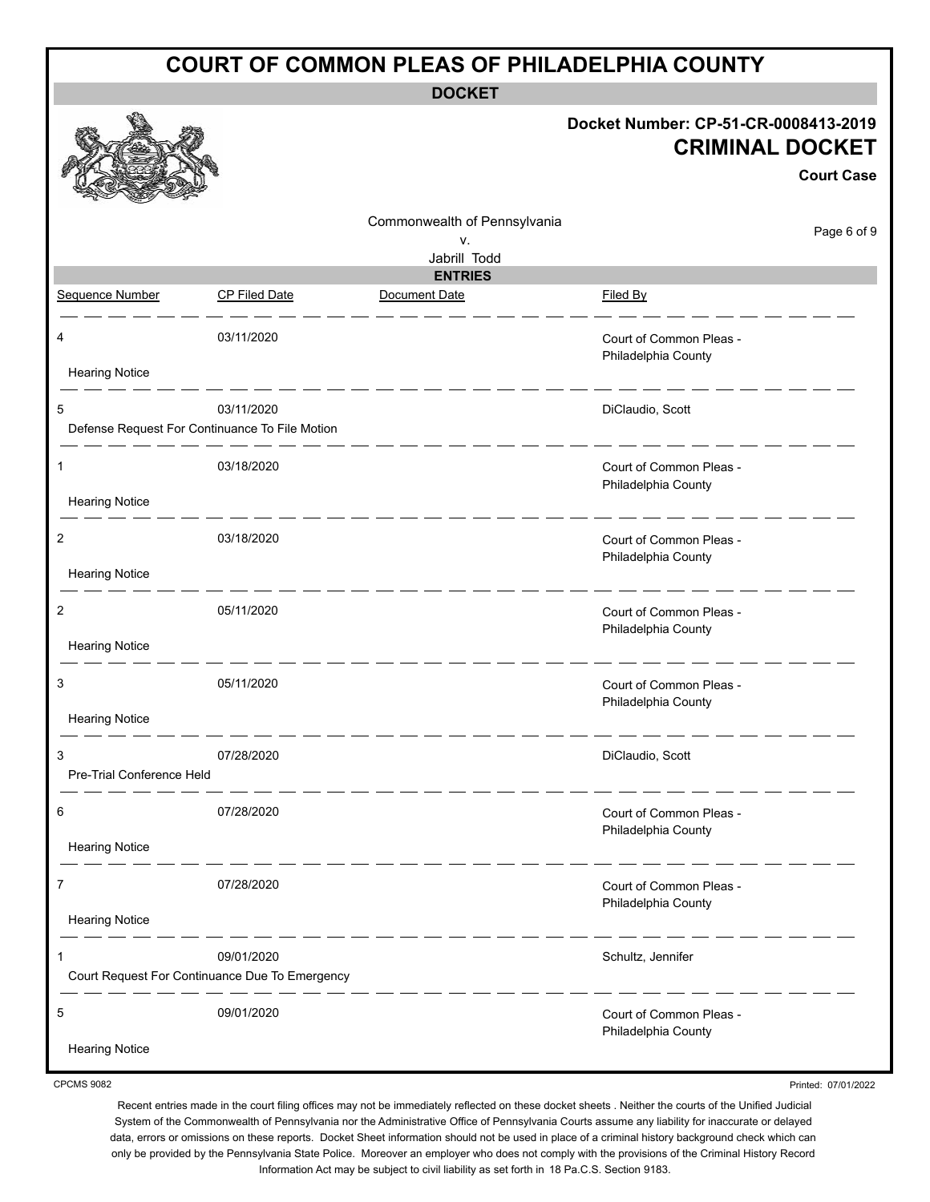# COURT OF COMMON PLEAS OF PHILADELPHIA COUNTY

## DOCKET

**Docket Number: CP-51-CR-0008413-2019**

**CRIMINAL DOCKET**

**Court Case**

Commonwealth of Pennsylvania
v.
Jabrill Todd

## ENTRIES

| Sequence Number | CP Filed Date | Document Date | Filed By |
|---|---|---|---|
| 4 | 03/11/2020 | | Court of Common Pleas - Philadelphia County |
| Hearing Notice | | | |
| 5 | 03/11/2020 | | DiClaudio, Scott |
| Defense Request For Continuance To File Motion | | | |
| 1 | 03/18/2020 | | Court of Common Pleas - Philadelphia County |
| Hearing Notice | | | |
| 2 | 03/18/2020 | | Court of Common Pleas - Philadelphia County |
| Hearing Notice | | | |
| 2 | 05/11/2020 | | Court of Common Pleas - Philadelphia County |
| Hearing Notice | | | |
| 3 | 05/11/2020 | | Court of Common Pleas - Philadelphia County |
| Hearing Notice | | | |
| 3 | 07/28/2020 | | DiClaudio, Scott |
| Pre-Trial Conference Held | | | |
| 6 | 07/28/2020 | | Court of Common Pleas - Philadelphia County |
| Hearing Notice | | | |
| 7 | 07/28/2020 | | Court of Common Pleas - Philadelphia County |
| Hearing Notice | | | |
| 1 | 09/01/2020 | | Schultz, Jennifer |
| Court Request For Continuance Due To Emergency | | | |
| 5 | 09/01/2020 | | Court of Common Pleas - Philadelphia County |
| Hearing Notice | | | |

CPCMS 9082

Printed: 07/01/2022

Recent entries made in the court filing offices may not be immediately reflected on these docket sheets . Neither the courts of the Unified Judicial System of the Commonwealth of Pennsylvania nor the Administrative Office of Pennsylvania Courts assume any liability for inaccurate or delayed data, errors or omissions on these reports. Docket Sheet information should not be used in place of a criminal history background check which can only be provided by the Pennsylvania State Police. Moreover an employer who does not comply with the provisions of the Criminal History Record Information Act may be subject to civil liability as set forth in 18 Pa.C.S. Section 9183.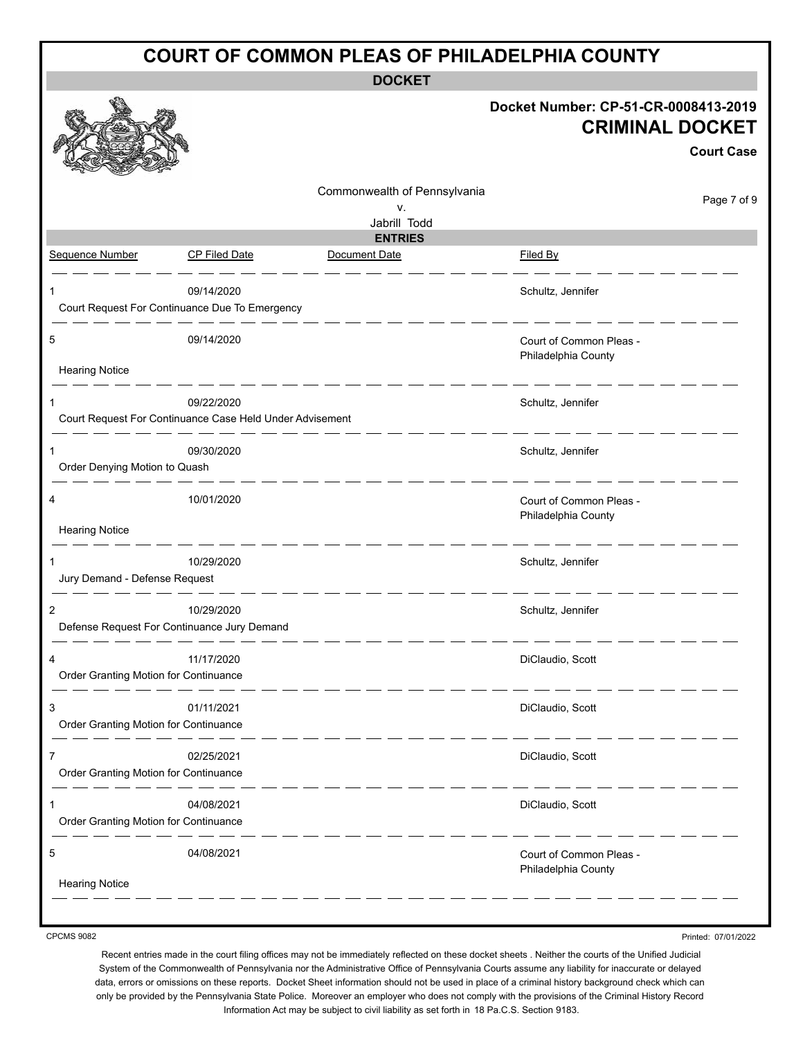# COURT OF COMMON PLEAS OF PHILADELPHIA COUNTY

## DOCKET

**Docket Number: CP-51-CR-0008413-2019**

**CRIMINAL DOCKET**

**Court Case**

Commonwealth of Pennsylvania
v.
Jabrill Todd

## ENTRIES

| Sequence Number | CP Filed Date | Document Date | Filed By |
|---|---|---|---|
| 1 | 09/14/2020 | | Schultz, Jennifer |
| Court Request For Continuance Due To Emergency | | | |
| 5 | 09/14/2020 | | Court of Common Pleas - Philadelphia County |
| Hearing Notice | | | |
| 1 | 09/22/2020 | | Schultz, Jennifer |
| Court Request For Continuance Case Held Under Advisement | | | |
| 1 | 09/30/2020 | | Schultz, Jennifer |
| Order Denying Motion to Quash | | | |
| 4 | 10/01/2020 | | Court of Common Pleas - Philadelphia County |
| Hearing Notice | | | |
| 1 | 10/29/2020 | | Schultz, Jennifer |
| Jury Demand - Defense Request | | | |
| 2 | 10/29/2020 | | Schultz, Jennifer |
| Defense Request For Continuance Jury Demand | | | |
| 4 | 11/17/2020 | | DiClaudio, Scott |
| Order Granting Motion for Continuance | | | |
| 3 | 01/11/2021 | | DiClaudio, Scott |
| Order Granting Motion for Continuance | | | |
| 7 | 02/25/2021 | | DiClaudio, Scott |
| Order Granting Motion for Continuance | | | |
| 1 | 04/08/2021 | | DiClaudio, Scott |
| Order Granting Motion for Continuance | | | |
| 5 | 04/08/2021 | | Court of Common Pleas - Philadelphia County |
| Hearing Notice | | | |

CPCMS 9082

Printed: 07/01/2022

Recent entries made in the court filing offices may not be immediately reflected on these docket sheets . Neither the courts of the Unified Judicial System of the Commonwealth of Pennsylvania nor the Administrative Office of Pennsylvania Courts assume any liability for inaccurate or delayed data, errors or omissions on these reports. Docket Sheet information should not be used in place of a criminal history background check which can only be provided by the Pennsylvania State Police. Moreover an employer who does not comply with the provisions of the Criminal History Record Information Act may be subject to civil liability as set forth in 18 Pa.C.S. Section 9183.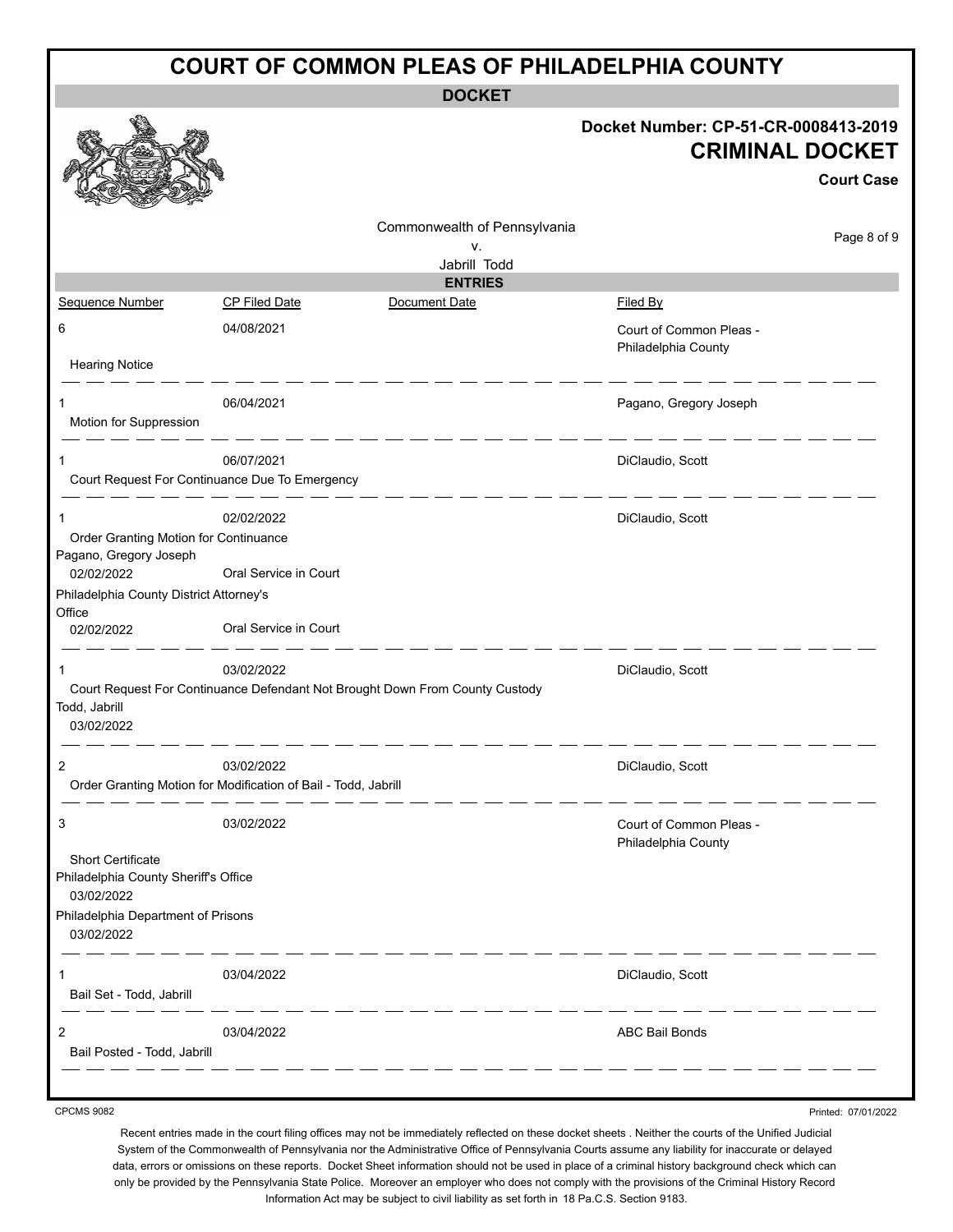# COURT OF COMMON PLEAS OF PHILADELPHIA COUNTY

## DOCKET

**Docket Number: CP-51-CR-0008413-2019**

## CRIMINAL DOCKET

**Court Case**

Commonwealth of Pennsylvania
v.
Jabrill Todd

### ENTRIES

| Sequence Number | CP Filed Date | Document Date | Filed By |
|---|---|---|---|
| 6 | 04/08/2021 | | Court of Common Pleas - Philadelphia County |
| Hearing Notice | | | |
| 1 | 06/04/2021 | | Pagano, Gregory Joseph |
| Motion for Suppression | | | |
| 1 | 06/07/2021 | | DiClaudio, Scott |
| Court Request For Continuance Due To Emergency | | | |
| 1 | 02/02/2022 | | DiClaudio, Scott |
| Order Granting Motion for Continuance | | | |
| Pagano, Gregory Joseph | | | |
| 02/02/2022 | Oral Service in Court | | |
| Philadelphia County District Attorney's Office | | | |
| 02/02/2022 | Oral Service in Court | | |
| 1 | 03/02/2022 | | DiClaudio, Scott |
| Court Request For Continuance Defendant Not Brought Down From County Custody | | | |
| Todd, Jabrill | | | |
| 03/02/2022 | | | |
| 2 | 03/02/2022 | | DiClaudio, Scott |
| Order Granting Motion for Modification of Bail - Todd, Jabrill | | | |
| 3 | 03/02/2022 | | Court of Common Pleas - Philadelphia County |
| Short Certificate | | | |
| Philadelphia County Sheriff's Office | | | |
| 03/02/2022 | | | |
| Philadelphia Department of Prisons | | | |
| 03/02/2022 | | | |
| 1 | 03/04/2022 | | DiClaudio, Scott |
| Bail Set - Todd, Jabrill | | | |
| 2 | 03/04/2022 | | ABC Bail Bonds |
| Bail Posted - Todd, Jabrill | | | |

CPCMS 9082

Printed: 07/01/2022

Recent entries made in the court filing offices may not be immediately reflected on these docket sheets . Neither the courts of the Unified Judicial System of the Commonwealth of Pennsylvania nor the Administrative Office of Pennsylvania Courts assume any liability for inaccurate or delayed data, errors or omissions on these reports. Docket Sheet information should not be used in place of a criminal history background check which can only be provided by the Pennsylvania State Police. Moreover an employer who does not comply with the provisions of the Criminal History Record Information Act may be subject to civil liability as set forth in 18 Pa.C.S. Section 9183.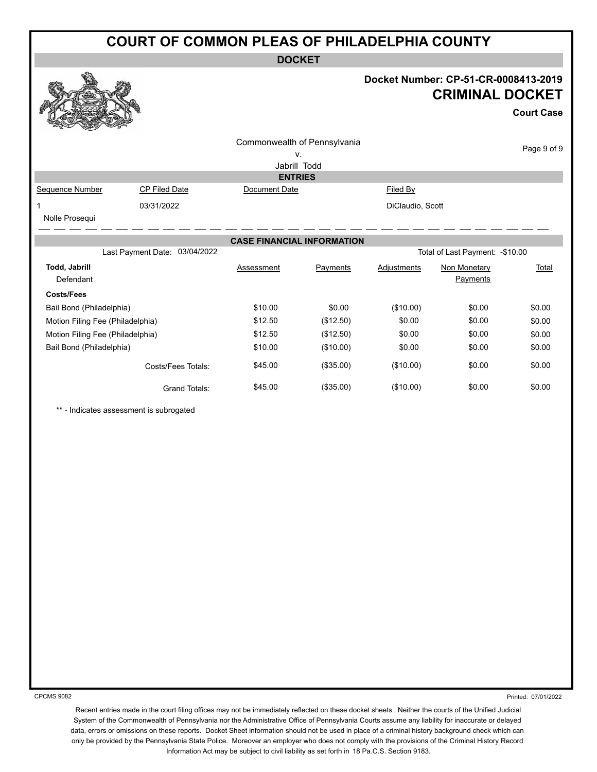# COURT OF COMMON PLEAS OF PHILADELPHIA COUNTY

**DOCKET**

**Docket Number: CP-51-CR-0008413-2019**

**CRIMINAL DOCKET**

**Court Case**

Commonwealth of Pennsylvania
v.
Jabrill Todd

## ENTRIES

| Sequence Number | CP Filed Date | Document Date | Filed By |
|---|---|---|---|
| 1 | 03/31/2022 | | DiClaudio, Scott |
| Nolle Prosequi | | | |

## CASE FINANCIAL INFORMATION

Last Payment Date: 03/04/2022

Total of Last Payment: -$10.00

| **Todd, Jabrill** Defendant | Assessment | Payments | Adjustments | Non Monetary Payments | Total |
|---|---|---|---|---|---|
| **Costs/Fees** | | | | | |
| Bail Bond (Philadelphia) | $10.00 | $0.00 | ($10.00) | $0.00 | $0.00 |
| Motion Filing Fee (Philadelphia) | $12.50 | ($12.50) | $0.00 | $0.00 | $0.00 |
| Motion Filing Fee (Philadelphia) | $12.50 | ($12.50) | $0.00 | $0.00 | $0.00 |
| Bail Bond (Philadelphia) | $10.00 | ($10.00) | $0.00 | $0.00 | $0.00 |
| Costs/Fees Totals: | $45.00 | ($35.00) | ($10.00) | $0.00 | $0.00 |
| Grand Totals: | $45.00 | ($35.00) | ($10.00) | $0.00 | $0.00 |

** - Indicates assessment is subrogated

CPCMS 9082

Printed: 07/01/2022

Recent entries made in the court filing offices may not be immediately reflected on these docket sheets . Neither the courts of the Unified Judicial System of the Commonwealth of Pennsylvania nor the Administrative Office of Pennsylvania Courts assume any liability for inaccurate or delayed data, errors or omissions on these reports. Docket Sheet information should not be used in place of a criminal history background check which can only be provided by the Pennsylvania State Police. Moreover an employer who does not comply with the provisions of the Criminal History Record Information Act may be subject to civil liability as set forth in 18 Pa.C.S. Section 9183.